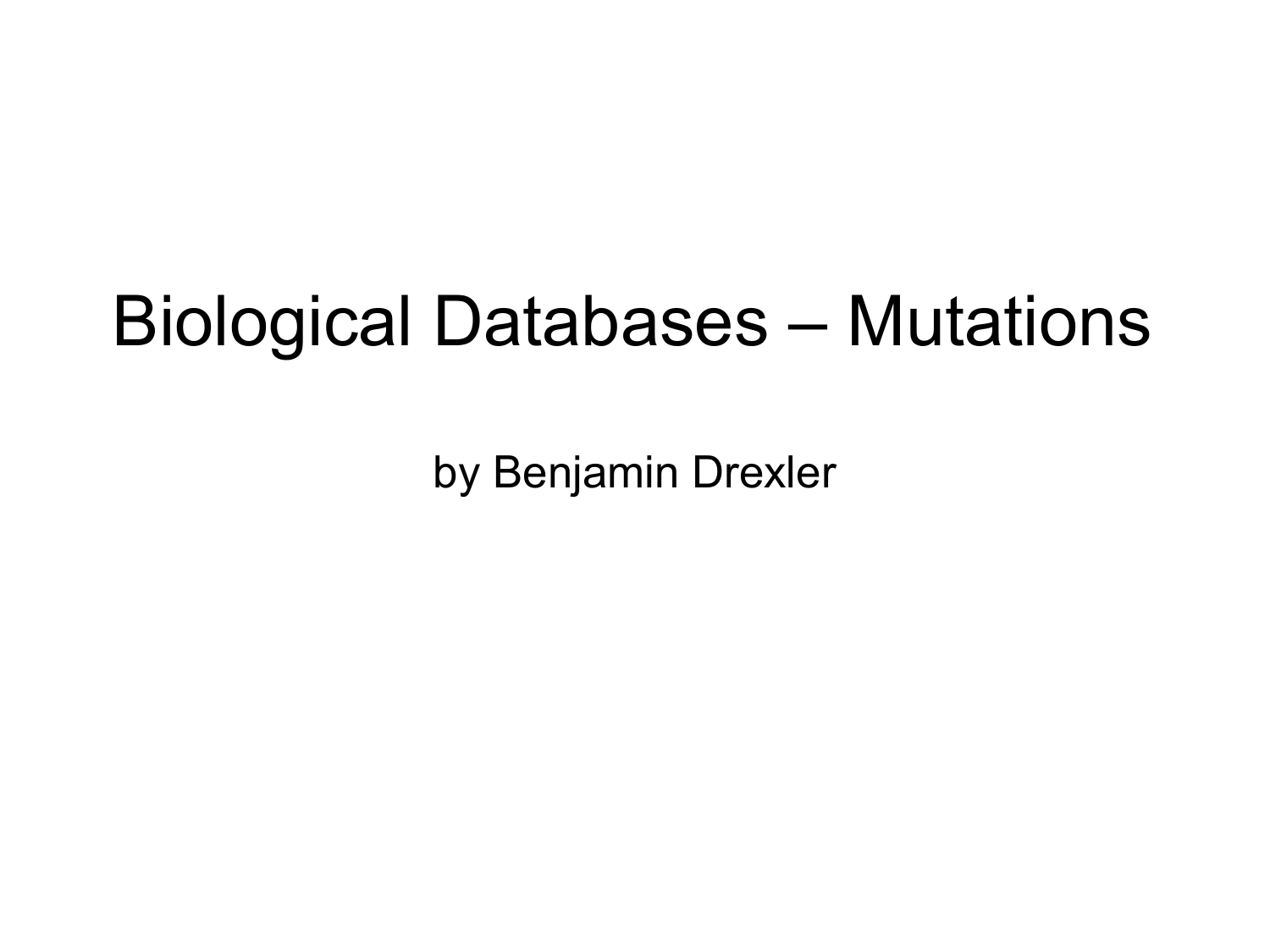# Biological Databases – Mutations

by Benjamin Drexler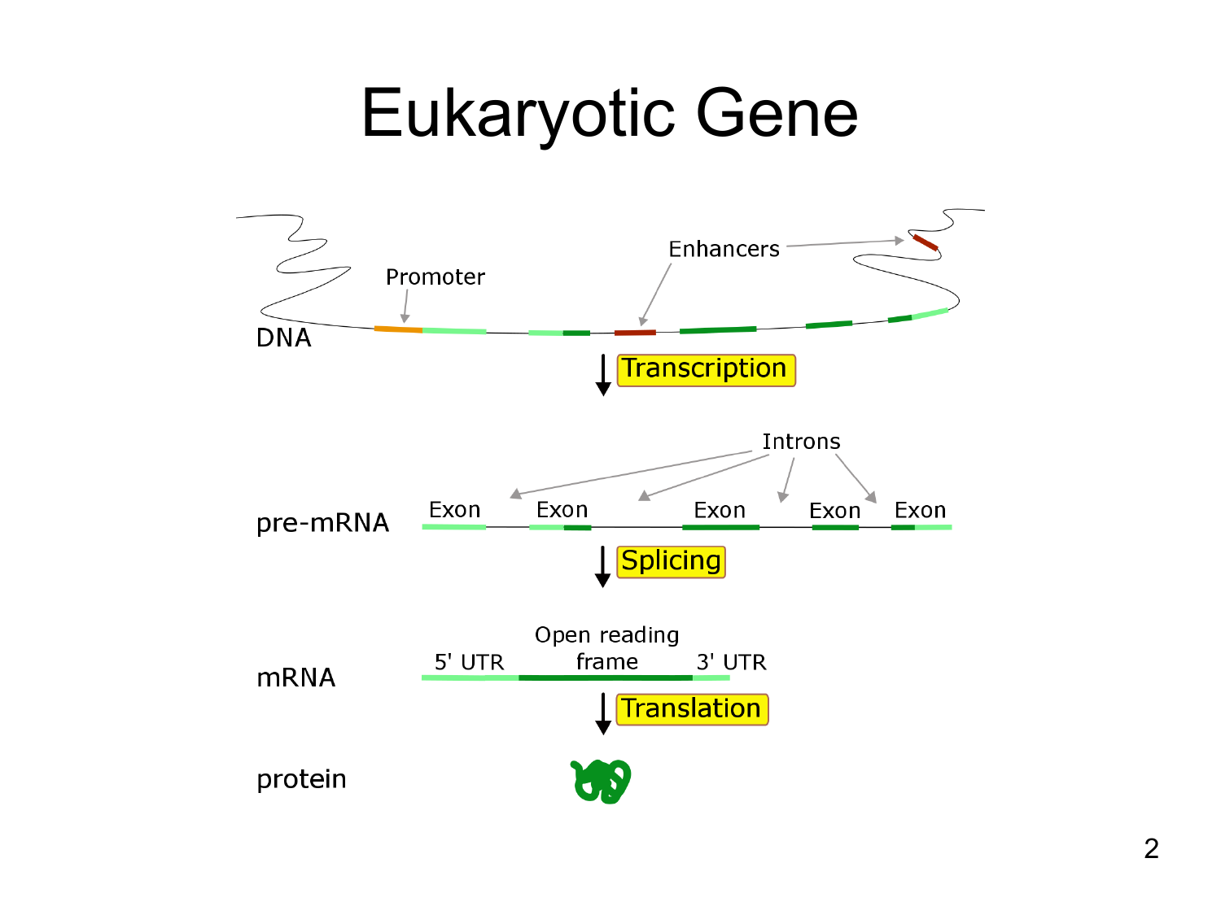# Eukaryotic Gene

DNA

Promoter

Enhancers

Transcription

pre-mRNA

Introns

Exon Exon Exon Exon Exon

Splicing

mRNA

5' UTR

Open reading frame

3' UTR

Translation

protein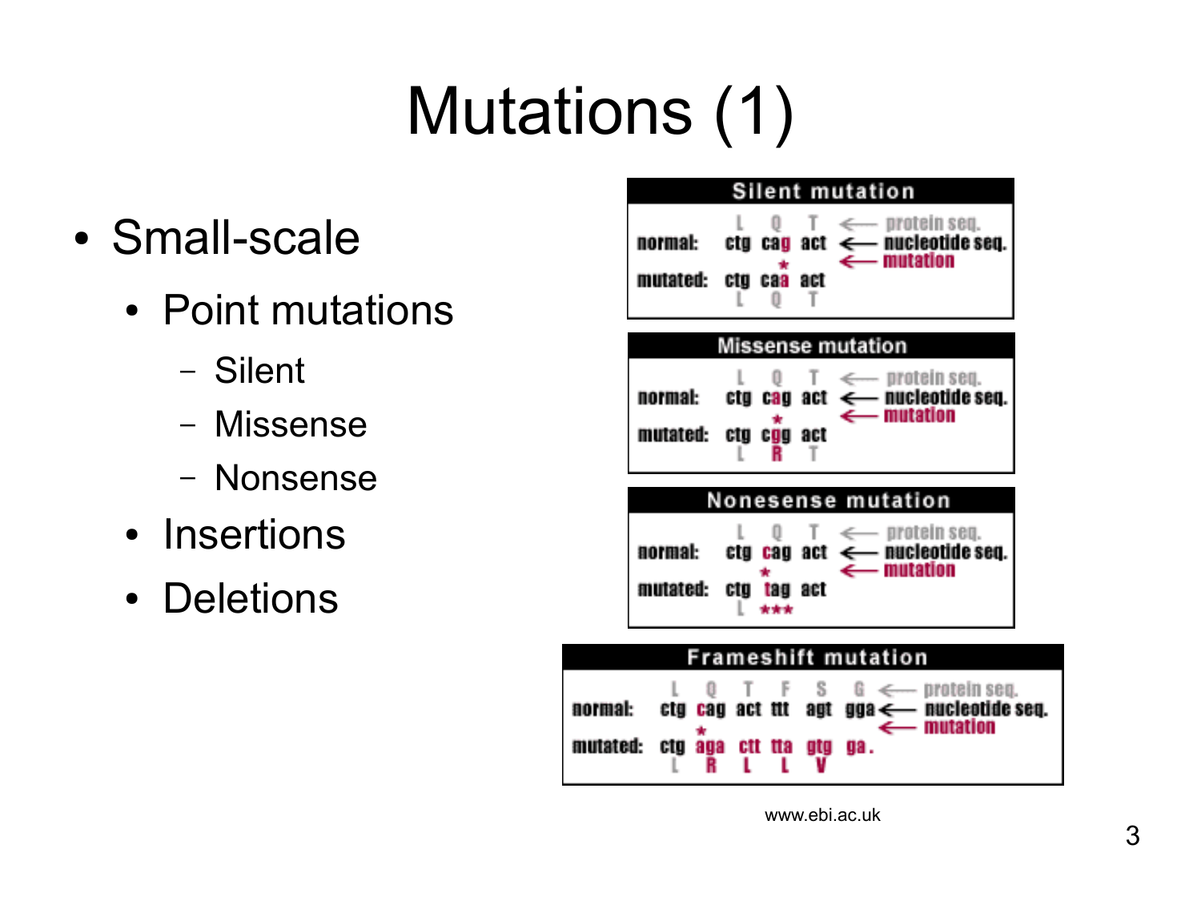# Mutations (1)

- Small-scale
  - Point mutations
    - Silent
    - Missense
    - Nonsense
  - Insertions
  - Deletions

**Silent mutation**

```
            L   Q   T   <-- protein seq.
normal:    ctg cag act  <-- nucleotide seq.
                 *      <-- mutation
mutated:   ctg caa act
            L   Q   T
```

**Missense mutation**

```
            L   Q   T   <-- protein seq.
normal:    ctg cag act  <-- nucleotide seq.
                *       <-- mutation
mutated:   ctg cgg act
            L   R   T
```

**Nonesense mutation**

```
            L   Q   T   <-- protein seq.
normal:    ctg cag act  <-- nucleotide seq.
               *        <-- mutation
mutated:   ctg tag act
            L  ***
```

**Frameshift mutation**

```
            L   Q   T   F   S   G   <-- protein seq.
normal:    ctg cag act ttt agt gga  <-- nucleotide seq.
               *                    <-- mutation
mutated:   ctg aga ctt tta gtg ga.
            L   R   L   L   V
```

www.ebi.ac.uk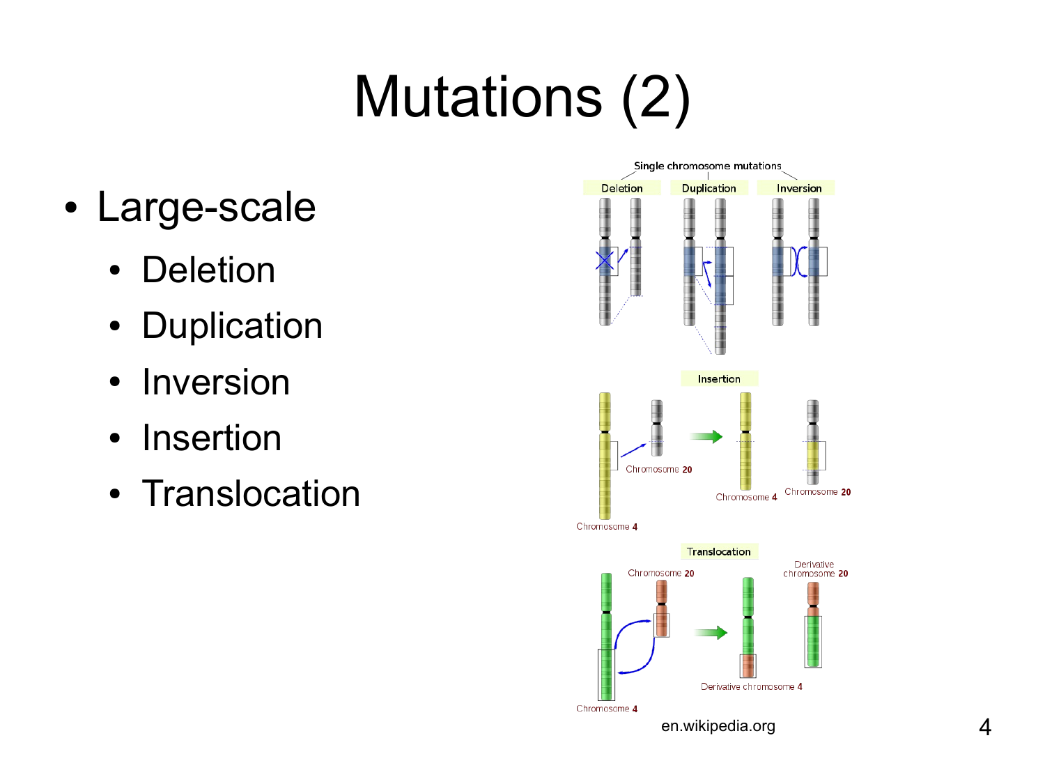# Mutations (2)

- Large-scale
  - Deletion
  - Duplication
  - Inversion
  - Insertion
  - Translocation

en.wikipedia.org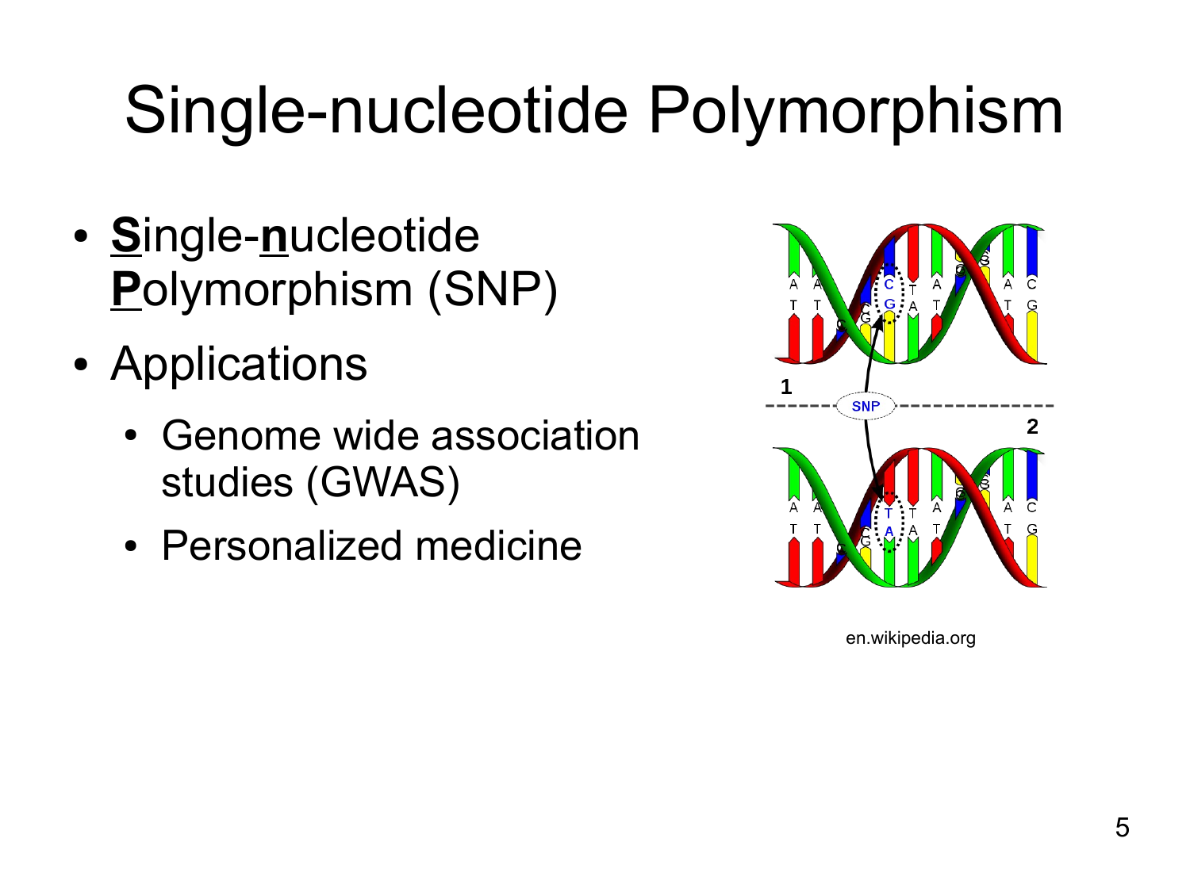# Single-nucleotide Polymorphism

- **<u>S</u>**ingle-**<u>n</u>**ucleotide **<u>P</u>**olymorphism (SNP)
- Applications
  - Genome wide association studies (GWAS)
  - Personalized medicine

en.wikipedia.org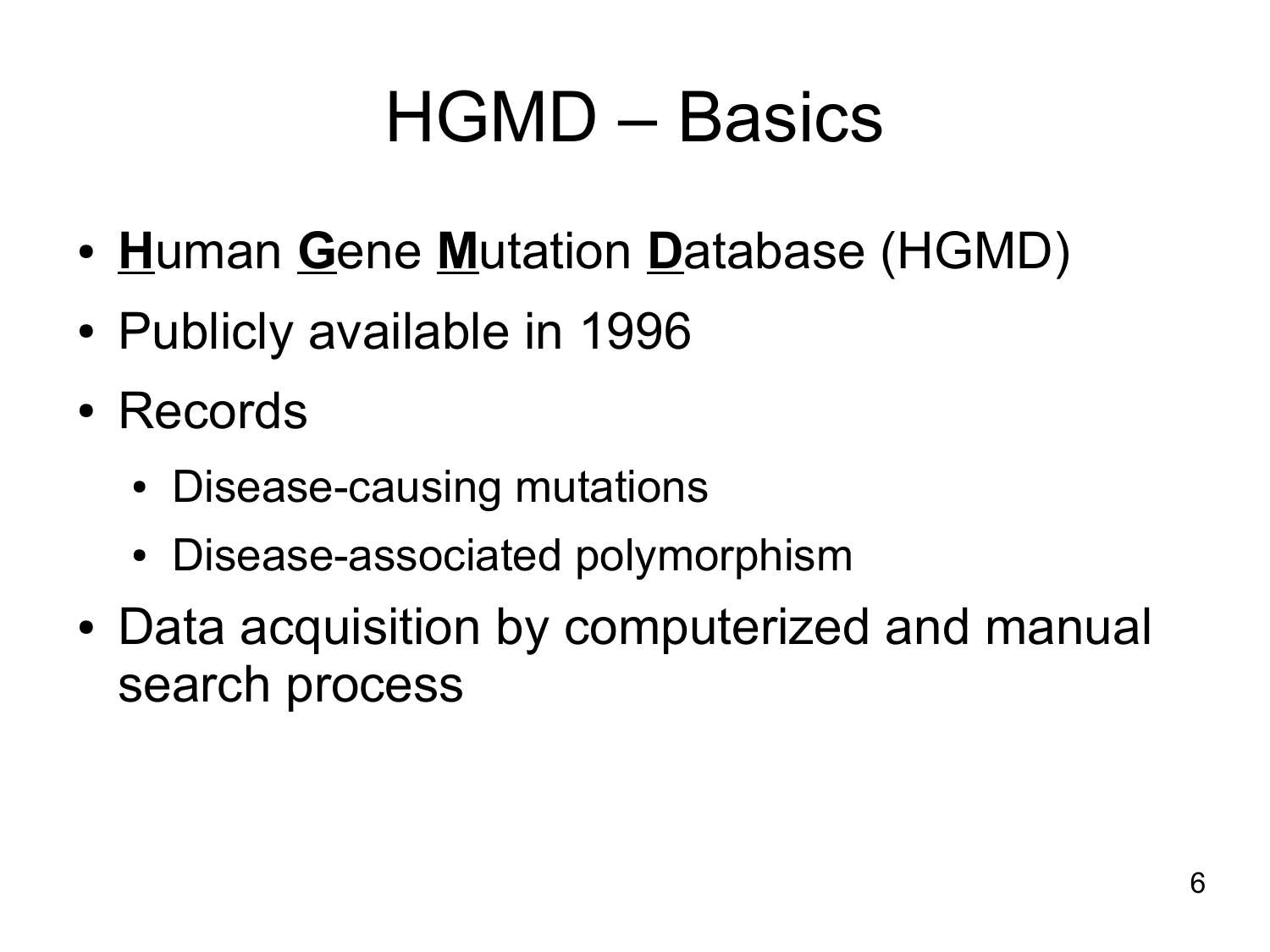# HGMD – Basics

- **<u>H</u>**uman **<u>G</u>**ene **<u>M</u>**utation **<u>D</u>**atabase (HGMD)
- Publicly available in 1996
- Records
  - Disease-causing mutations
  - Disease-associated polymorphism
- Data acquisition by computerized and manual search process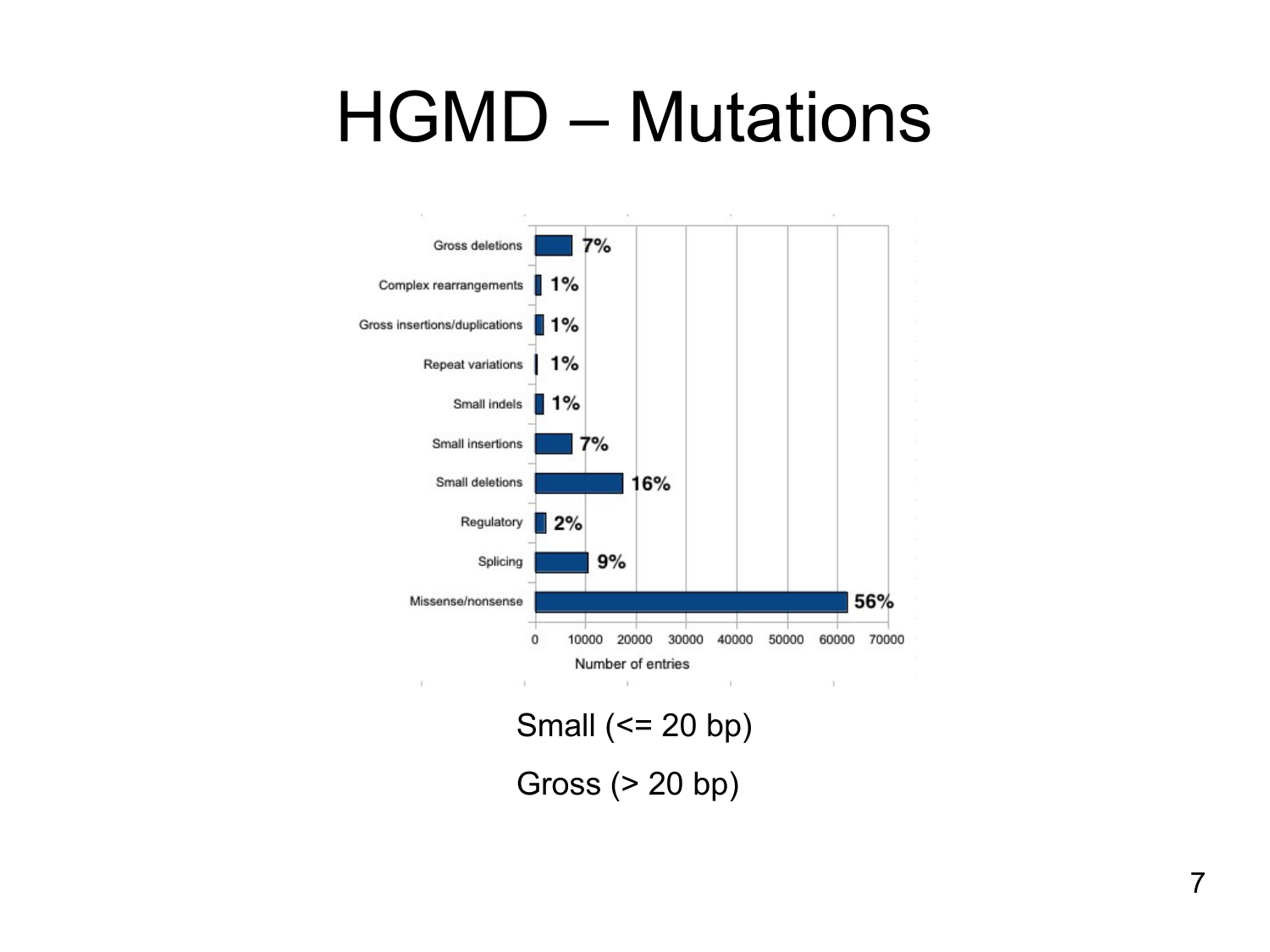# HGMD – Mutations

| Mutation type | Percentage |
|---|---|
| Gross deletions | 7% |
| Complex rearrangements | 1% |
| Gross insertions/duplications | 1% |
| Repeat variations | 1% |
| Small indels | 1% |
| Small insertions | 7% |
| Small deletions | 16% |
| Regulatory | 2% |
| Splicing | 9% |
| Missense/nonsense | 56% |

Number of entries (axis: 0, 10000, 20000, 30000, 40000, 50000, 60000, 70000)

Small (<= 20 bp)

Gross (> 20 bp)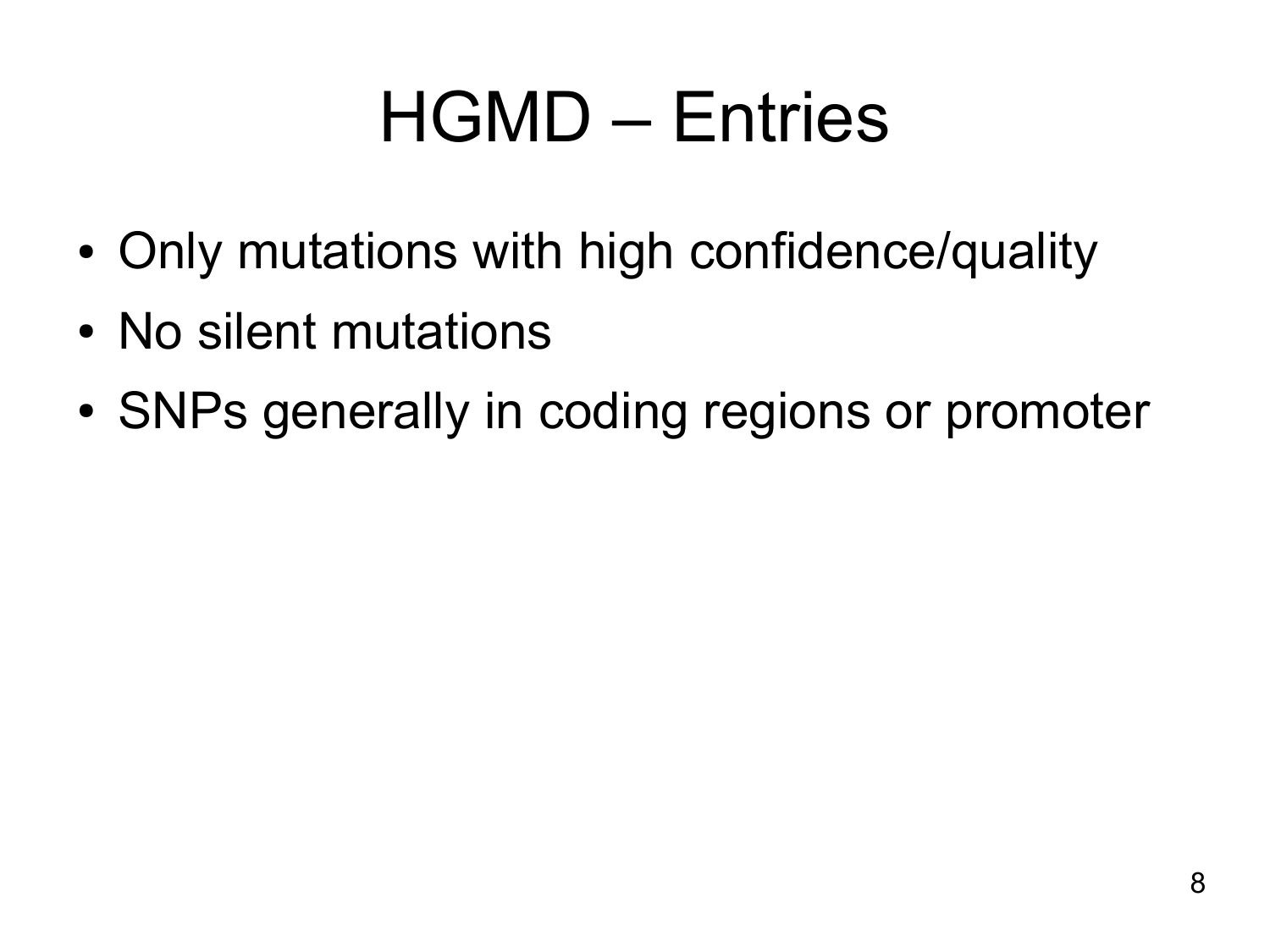# HGMD – Entries

- Only mutations with high confidence/quality
- No silent mutations
- SNPs generally in coding regions or promoter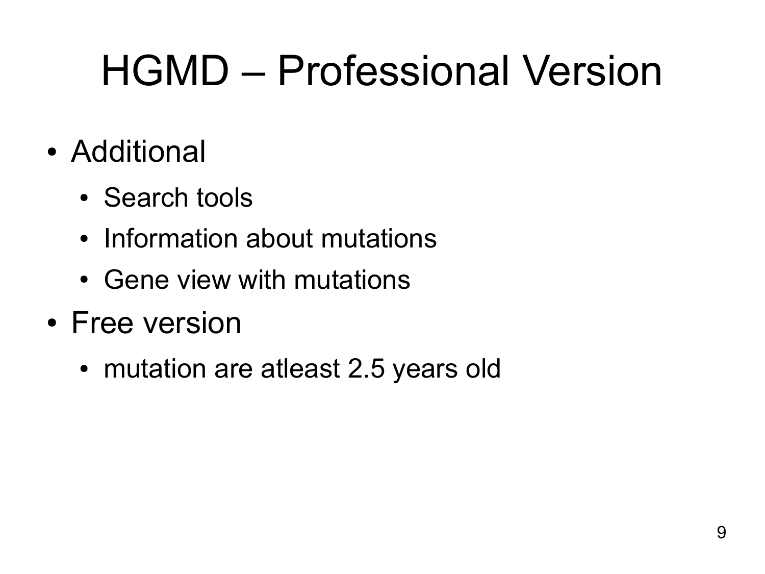# HGMD – Professional Version

- Additional
  - Search tools
  - Information about mutations
  - Gene view with mutations
- Free version
  - mutation are atleast 2.5 years old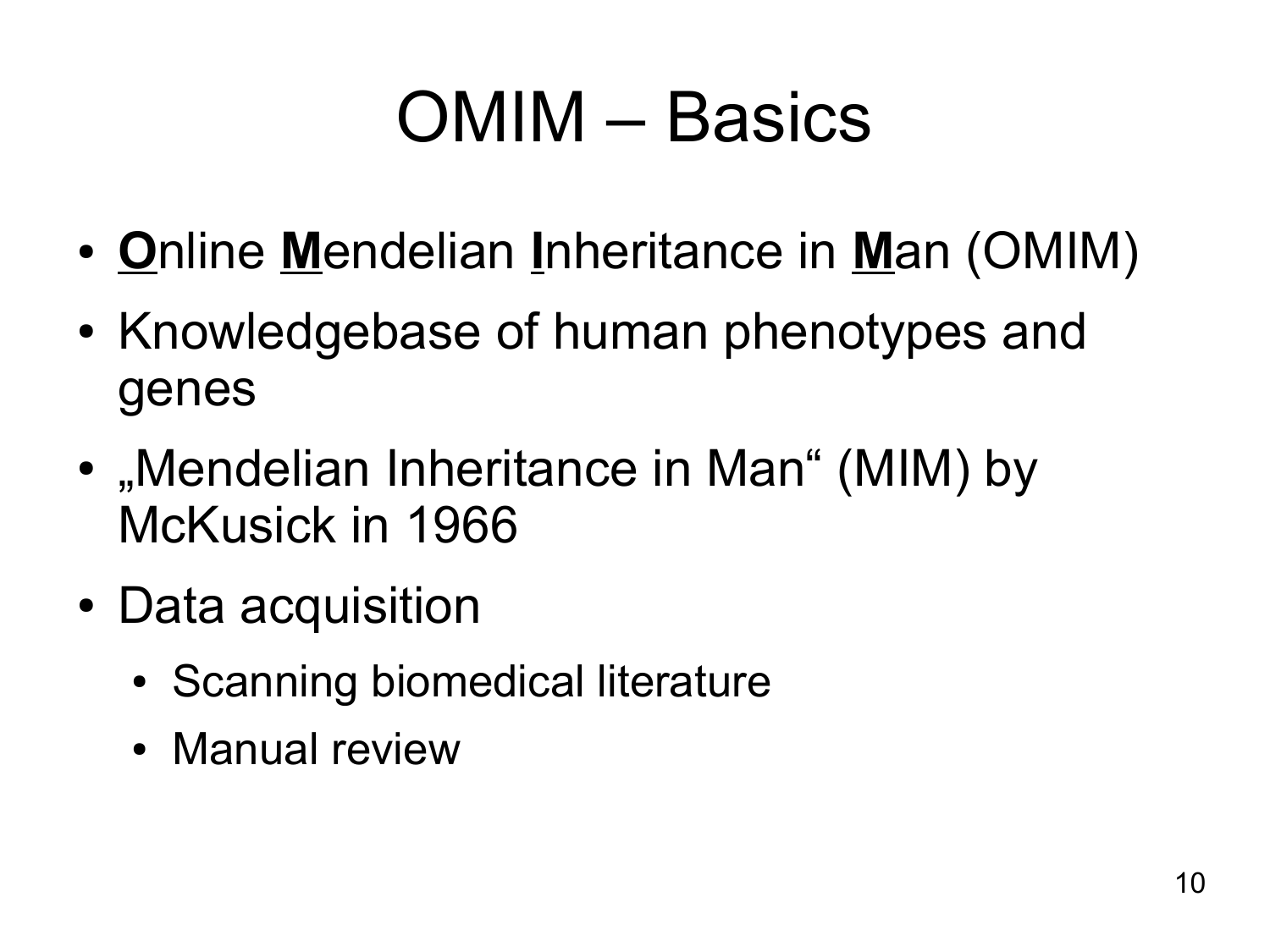# OMIM – Basics

- **O**nline **M**endelian **I**nheritance in **M**an (OMIM)
- Knowledgebase of human phenotypes and genes
- „Mendelian Inheritance in Man“ (MIM) by McKusick in 1966
- Data acquisition
  - Scanning biomedical literature
  - Manual review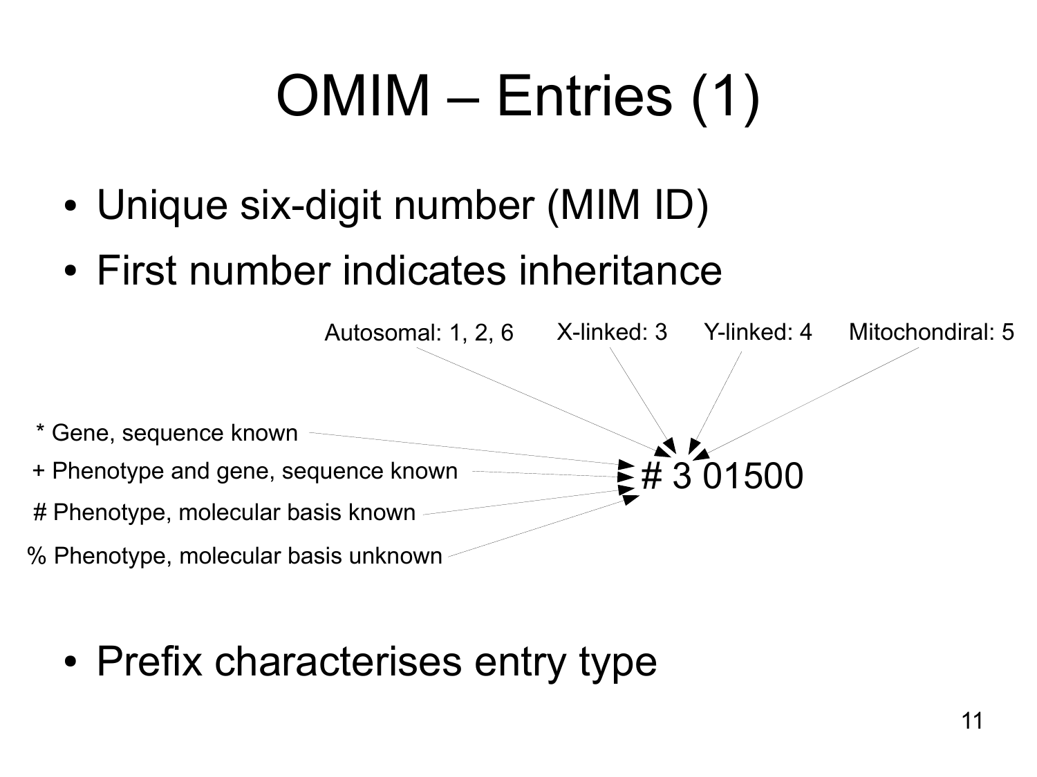# OMIM – Entries (1)

- Unique six-digit number (MIM ID)
- First number indicates inheritance

Autosomal: 1, 2, 6 X-linked: 3 Y-linked: 4 Mitochondiral: 5

* Gene, sequence known
+ Phenotype and gene, sequence known
# Phenotype, molecular basis known
% Phenotype, molecular basis unknown

# 3 01500

- Prefix characterises entry type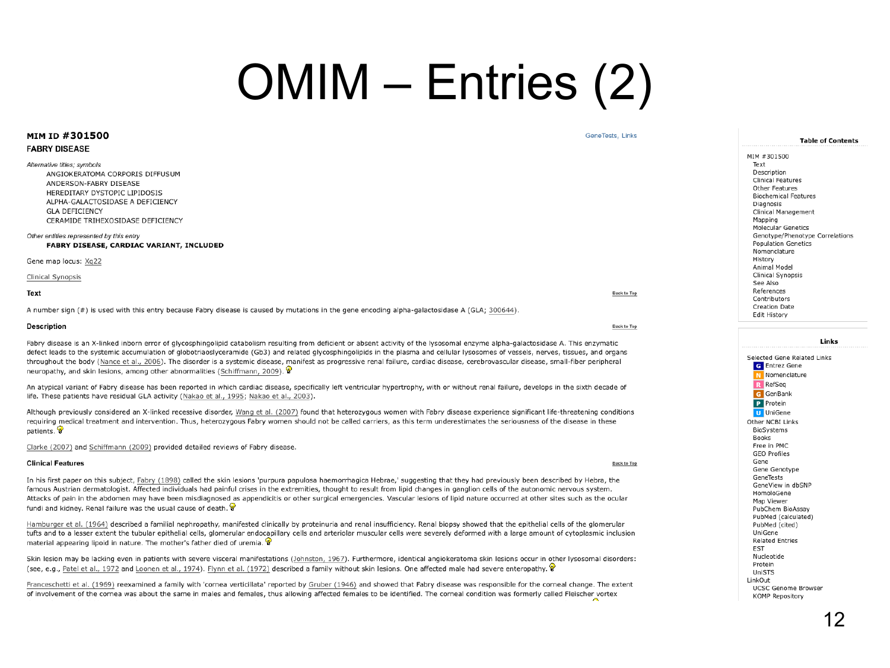# OMIM – Entries (2)

**MIM ID #301500**

**FABRY DISEASE**

GeneTests, Links

*Alternative titles; symbols*

ANGIOKERATOMA CORPORIS DIFFUSUM
ANDERSON-FABRY DISEASE
HEREDITARY DYSTOPIC LIPIDOSIS
ALPHA-GALACTOSIDASE A DEFICIENCY
GLA DEFICIENCY
CERAMIDE TRIHEXOSIDASE DEFICIENCY

*Other entities represented by this entry*

**FABRY DISEASE, CARDIAC VARIANT, INCLUDED**

Gene map locus: Xq22

Clinical Synopsis

**Text**

A number sign (#) is used with this entry because Fabry disease is caused by mutations in the gene encoding alpha-galactosidase A (GLA; 300644).

**Description**

Fabry disease is an X-linked inborn error of glycosphingolipid catabolism resulting from deficient or absent activity of the lysosomal enzyme alpha-galactosidase A. This enzymatic defect leads to the systemic accumulation of globotriaoslyceramide (Gb3) and related glycosphingolipids in the plasma and cellular lysosomes of vessels, nerves, tissues, and organs throughout the body (Nance et al., 2006). The disorder is a systemic disease, manifest as progressive renal failure, cardiac disease, cerebrovascular disease, small-fiber peripheral neuropathy, and skin lesions, among other abnormalities (Schiffmann, 2009).

An atypical variant of Fabry disease has been reported in which cardiac disease, specifically left ventricular hypertrophy, with or without renal failure, develops in the sixth decade of life. These patients have residual GLA activity (Nakao et al., 1995; Nakao et al., 2003).

Although previously considered an X-linked recessive disorder, Wang et al. (2007) found that heterozygous women with Fabry disease experience significant life-threatening conditions requiring medical treatment and intervention. Thus, heterozygous Fabry women should not be called carriers, as this term underestimates the seriousness of the disease in these patients.

Clarke (2007) and Schiffmann (2009) provided detailed reviews of Fabry disease.

**Clinical Features**

In his first paper on this subject, Fabry (1898) called the skin lesions 'purpura papulosa haemorrhagica Hebrae,' suggesting that they had previously been described by Hebra, the famous Austrian dermatologist. Affected individuals had painful crises in the extremities, thought to result from lipid changes in ganglion cells of the autonomic nervous system. Attacks of pain in the abdomen may have been misdiagnosed as appendicitis or other surgical emergencies. Vascular lesions of lipid nature occurred at other sites such as the ocular fundi and kidney. Renal failure was the usual cause of death.

Hamburger et al. (1964) described a familial nephropathy, manifested clinically by proteinuria and renal insufficiency. Renal biopsy showed that the epithelial cells of the glomerular tufts and to a lesser extent the tubular epithelial cells, glomerular endocapillary cells and arteriolar muscular cells were severely deformed with a large amount of cytoplasmic inclusion material appearing lipoid in nature. The mother's father died of uremia.

Skin lesion may be lacking even in patients with severe visceral manifestations (Johnston, 1967). Furthermore, identical angiokeratoma skin lesions occur in other lysosomal disorders: (see, e.g., Patel et al., 1972 and Loonen et al., 1974). Flynn et al. (1972) described a family without skin lesions. One affected male had severe enteropathy.

Franceschetti et al. (1969) reexamined a family with 'cornea verticillata' reported by Gruber (1946) and showed that Fabry disease was responsible for the corneal change. The extent of involvement of the cornea was about the same in males and females, thus allowing affected females to be identified. The corneal condition was formerly called Fleischer vortex

**Table of Contents**

MIM #301500
- Text
- Description
- Clinical Features
- Other Features
- Biochemical Features
- Diagnosis
- Clinical Management
- Mapping
- Molecular Genetics
- Genotype/Phenotype Correlations
- Population Genetics
- Nomenclature
- History
- Animal Model
- Clinical Synopsis
- See Also
- References
- Contributors
- Creation Date
- Edit History

**Links**

Selected Gene Related Links
- Entrez Gene
- Nomenclature
- RefSeq
- GenBank
- Protein
- UniGene

Other NCBI Links
- BioSystems
- Books
- Free in PMC
- GEO Profiles
- Gene
- Gene Genotype
- GeneTests
- GeneView in dbSNP
- HomoloGene
- Map Viewer
- PubChem BioAssay
- PubMed (calculated)
- PubMed (cited)
- UniGene
- Related Entries
- EST
- Nucleotide
- Protein
- UniSTS

LinkOut
- UCSC Genome Browser
- KOMP Repository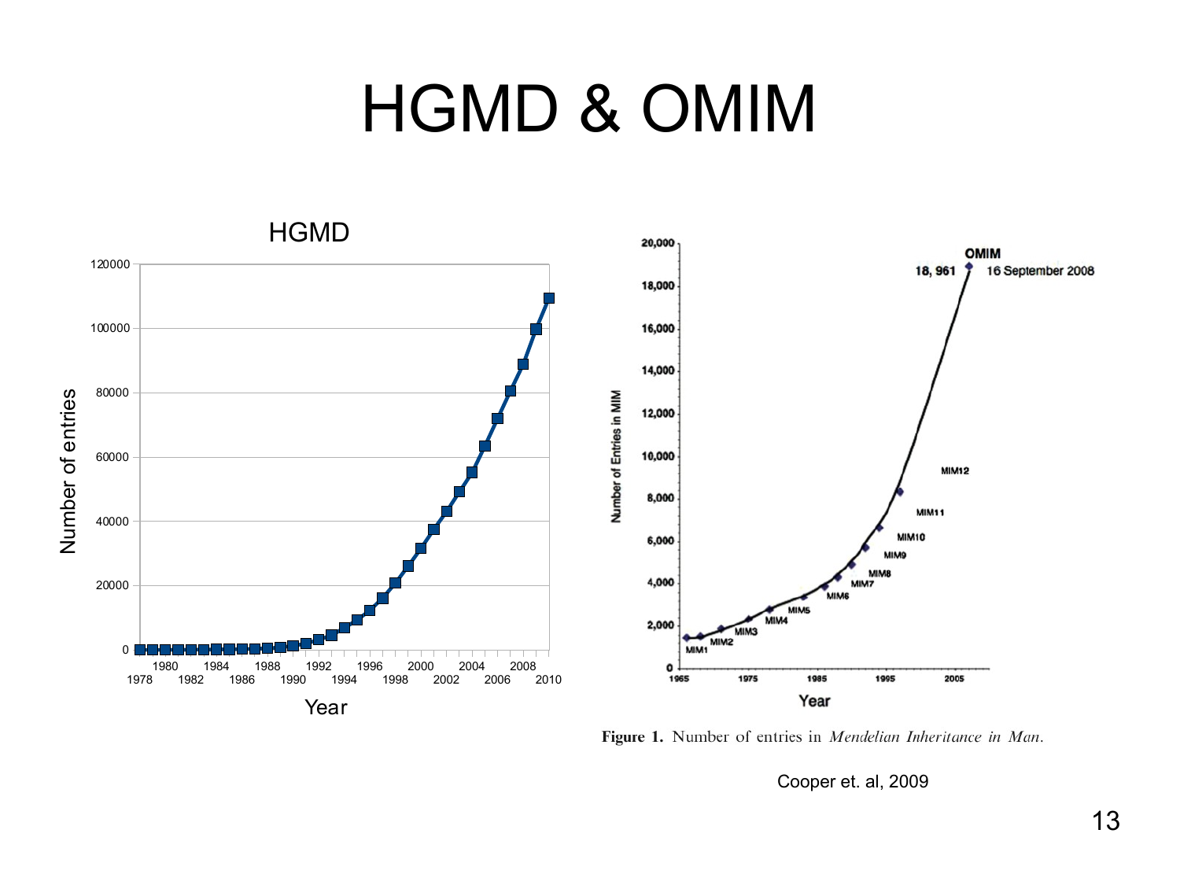# HGMD & OMIM

Figure 1. Number of entries in *Mendelian Inheritance in Man*.

Cooper et. al, 2009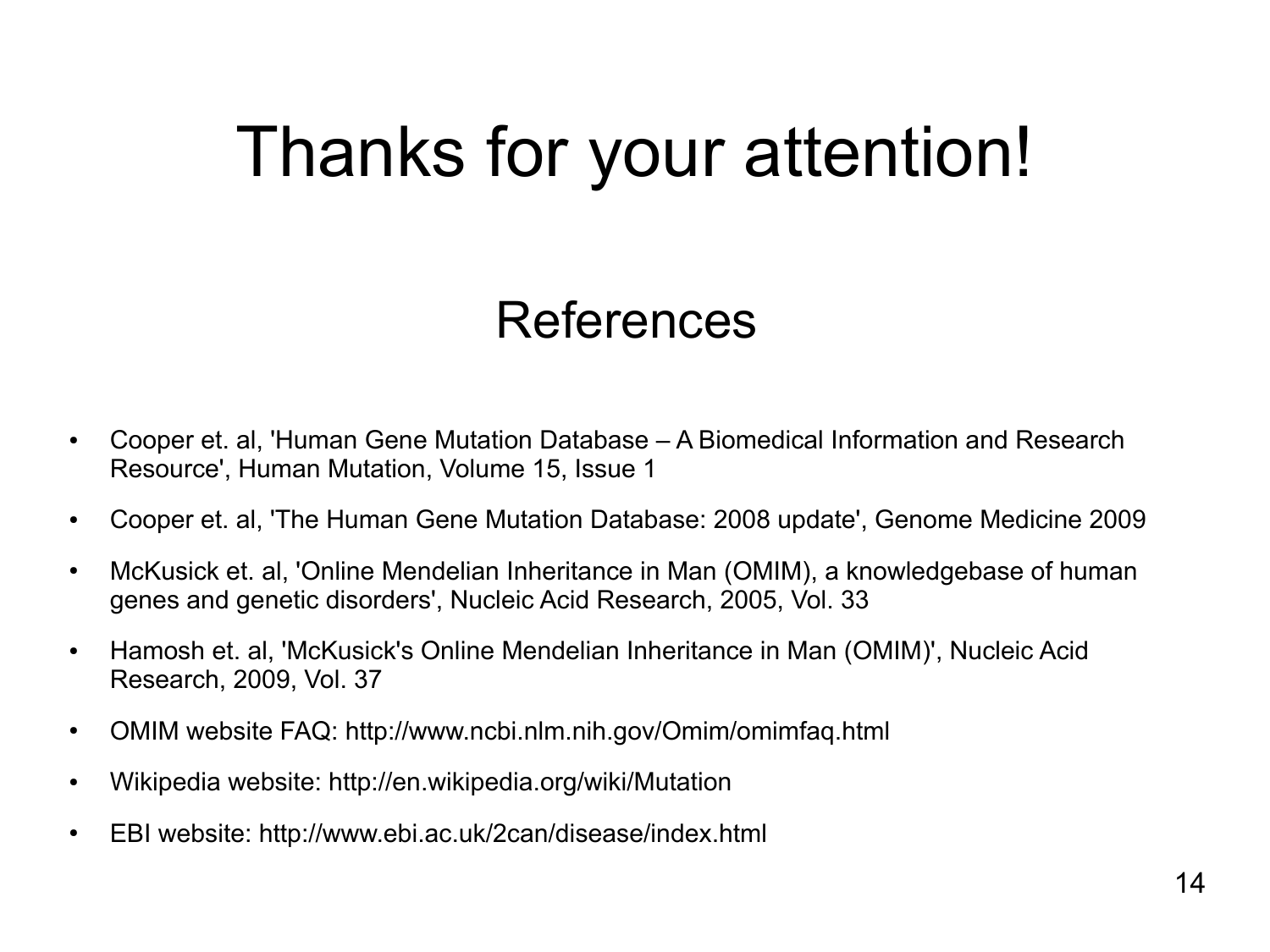# Thanks for your attention!

## References

- Cooper et. al, 'Human Gene Mutation Database – A Biomedical Information and Research Resource', Human Mutation, Volume 15, Issue 1
- Cooper et. al, 'The Human Gene Mutation Database: 2008 update', Genome Medicine 2009
- McKusick et. al, 'Online Mendelian Inheritance in Man (OMIM), a knowledgebase of human genes and genetic disorders', Nucleic Acid Research, 2005, Vol. 33
- Hamosh et. al, 'McKusick's Online Mendelian Inheritance in Man (OMIM)', Nucleic Acid Research, 2009, Vol. 37
- OMIM website FAQ: http://www.ncbi.nlm.nih.gov/Omim/omimfaq.html
- Wikipedia website: http://en.wikipedia.org/wiki/Mutation
- EBI website: http://www.ebi.ac.uk/2can/disease/index.html